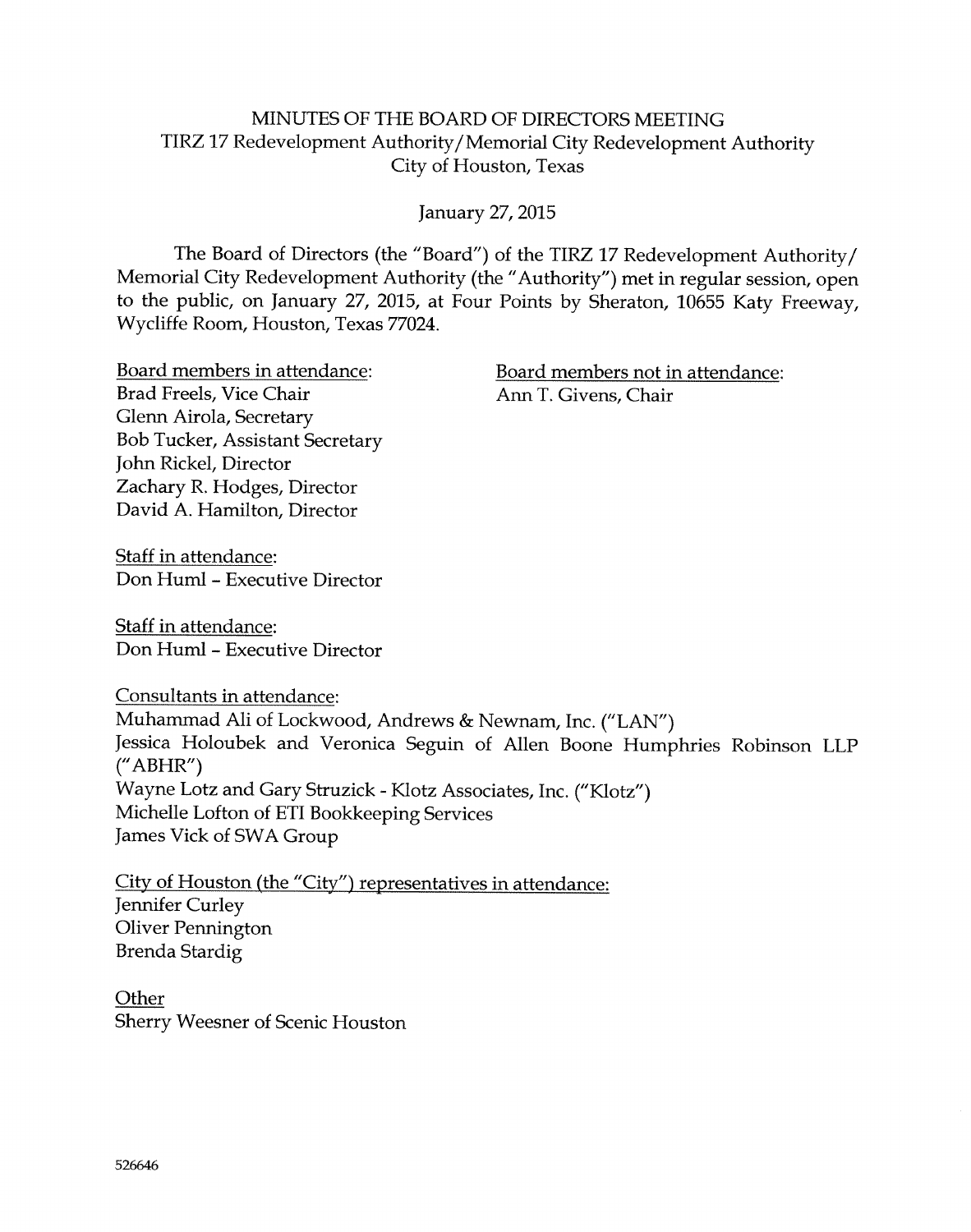# MINUTES OF THE BOARD OF DIRECTORS MEETING
## TIRZ 17 Redevelopment Authority/Memorial City Redevelopment Authority
## City of Houston, Texas

January 27, 2015

The Board of Directors (the "Board") of the TIRZ 17 Redevelopment Authority/ Memorial City Redevelopment Authority (the "Authority") met in regular session, open to the public, on January 27, 2015, at Four Points by Sheraton, 10655 Katy Freeway, Wycliffe Room, Houston, Texas 77024.

Board members in attendance:
Brad Freels, Vice Chair
Glenn Airola, Secretary
Bob Tucker, Assistant Secretary
John Rickel, Director
Zachary R. Hodges, Director
David A. Hamilton, Director

Board members not in attendance:
Ann T. Givens, Chair

Staff in attendance:
Don Huml - Executive Director

Staff in attendance:
Don Huml - Executive Director

Consultants in attendance:
Muhammad Ali of Lockwood, Andrews & Newnam, Inc. ("LAN")
Jessica Holoubek and Veronica Seguin of Allen Boone Humphries Robinson LLP ("ABHR")
Wayne Lotz and Gary Struzick - Klotz Associates, Inc. ("Klotz")
Michelle Lofton of ETI Bookkeeping Services
James Vick of SWA Group

City of Houston (the "City") representatives in attendance:
Jennifer Curley
Oliver Pennington
Brenda Stardig

Other
Sherry Weesner of Scenic Houston

526646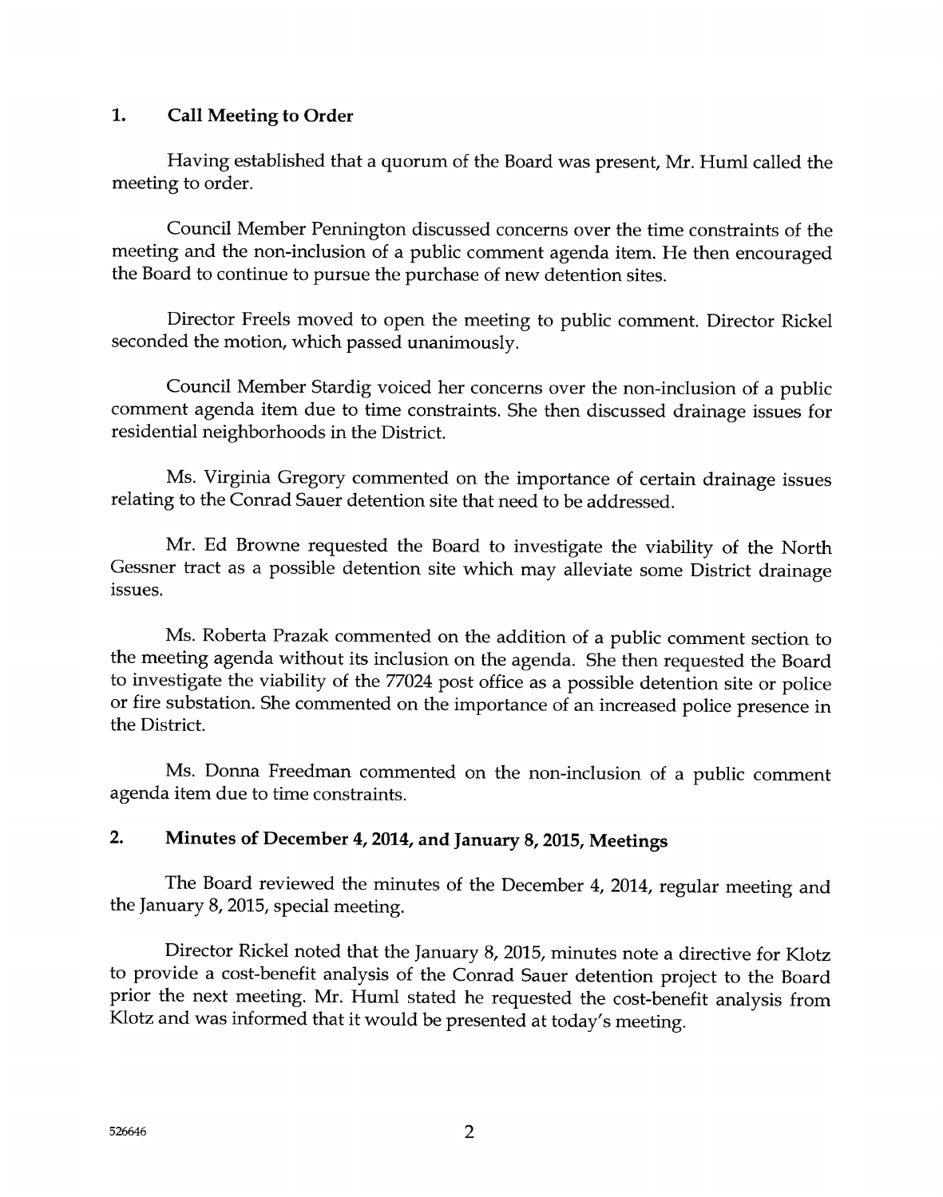## 1. Call Meeting to Order

Having established that a quorum of the Board was present, Mr. Huml called the meeting to order.

Council Member Pennington discussed concerns over the time constraints of the meeting and the non-inclusion of a public comment agenda item. He then encouraged the Board to continue to pursue the purchase of new detention sites.

Director Freels moved to open the meeting to public comment. Director Rickel seconded the motion, which passed unanimously.

Council Member Stardig voiced her concerns over the non-inclusion of a public comment agenda item due to time constraints. She then discussed drainage issues for residential neighborhoods in the District.

Ms. Virginia Gregory commented on the importance of certain drainage issues relating to the Conrad Sauer detention site that need to be addressed.

Mr. Ed Browne requested the Board to investigate the viability of the North Gessner tract as a possible detention site which may alleviate some District drainage issues.

Ms. Roberta Prazak commented on the addition of a public comment section to the meeting agenda without its inclusion on the agenda. She then requested the Board to investigate the viability of the 77024 post office as a possible detention site or police or fire substation. She commented on the importance of an increased police presence in the District.

Ms. Donna Freedman commented on the non-inclusion of a public comment agenda item due to time constraints.

## 2. Minutes of December 4, 2014, and January 8, 2015, Meetings

The Board reviewed the minutes of the December 4, 2014, regular meeting and the January 8, 2015, special meeting.

Director Rickel noted that the January 8, 2015, minutes note a directive for Klotz to provide a cost-benefit analysis of the Conrad Sauer detention project to the Board prior the next meeting. Mr. Huml stated he requested the cost-benefit analysis from Klotz and was informed that it would be presented at today's meeting.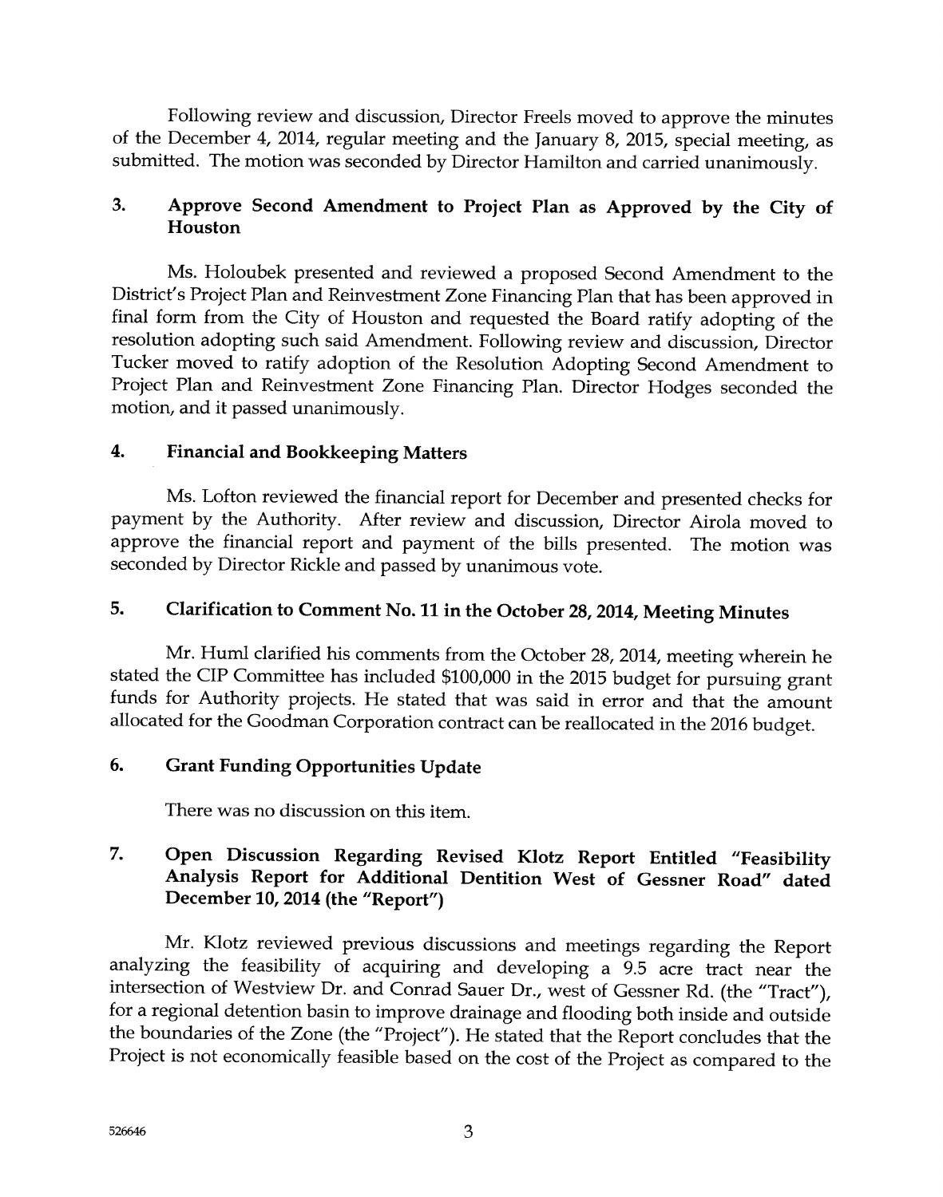Following review and discussion, Director Freels moved to approve the minutes of the December 4, 2014, regular meeting and the January 8, 2015, special meeting, as submitted. The motion was seconded by Director Hamilton and carried unanimously.

### 3. Approve Second Amendment to Project Plan as Approved by the City of Houston

Ms. Holoubek presented and reviewed a proposed Second Amendment to the District's Project Plan and Reinvestment Zone Financing Plan that has been approved in final form from the City of Houston and requested the Board ratify adopting of the resolution adopting such said Amendment. Following review and discussion, Director Tucker moved to ratify adoption of the Resolution Adopting Second Amendment to Project Plan and Reinvestment Zone Financing Plan. Director Hodges seconded the motion, and it passed unanimously.

### 4. Financial and Bookkeeping Matters

Ms. Lofton reviewed the financial report for December and presented checks for payment by the Authority. After review and discussion, Director Airola moved to approve the financial report and payment of the bills presented. The motion was seconded by Director Rickle and passed by unanimous vote.

### 5. Clarification to Comment No. 11 in the October 28, 2014, Meeting Minutes

Mr. Huml clarified his comments from the October 28, 2014, meeting wherein he stated the CIP Committee has included $100,000 in the 2015 budget for pursuing grant funds for Authority projects. He stated that was said in error and that the amount allocated for the Goodman Corporation contract can be reallocated in the 2016 budget.

### 6. Grant Funding Opportunities Update

There was no discussion on this item.

### 7. Open Discussion Regarding Revised Klotz Report Entitled "Feasibility Analysis Report for Additional Dentition West of Gessner Road" dated December 10, 2014 (the "Report")

Mr. Klotz reviewed previous discussions and meetings regarding the Report analyzing the feasibility of acquiring and developing a 9.5 acre tract near the intersection of Westview Dr. and Conrad Sauer Dr., west of Gessner Rd. (the "Tract"), for a regional detention basin to improve drainage and flooding both inside and outside the boundaries of the Zone (the "Project"). He stated that the Report concludes that the Project is not economically feasible based on the cost of the Project as compared to the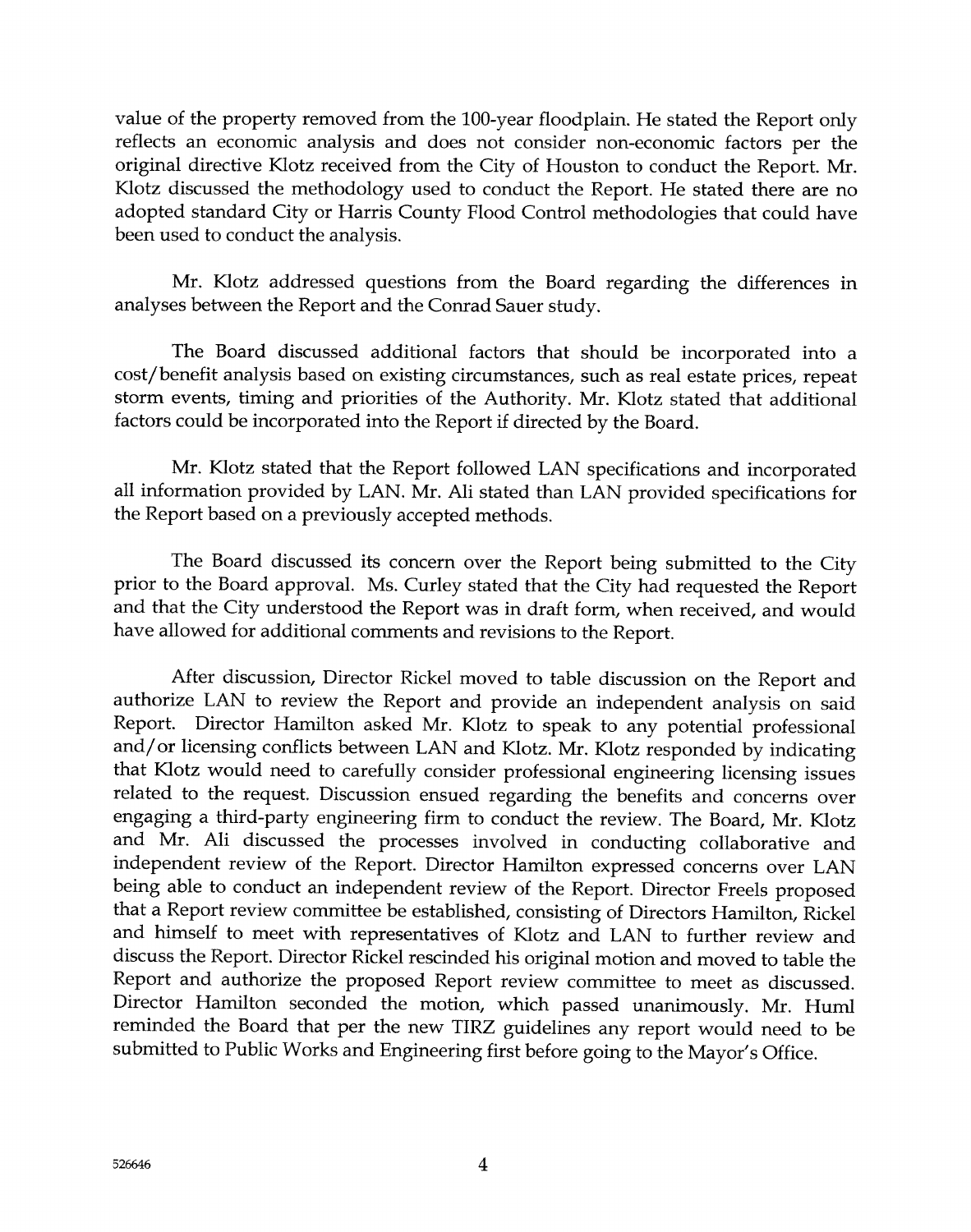value of the property removed from the 100-year floodplain. He stated the Report only reflects an economic analysis and does not consider non-economic factors per the original directive Klotz received from the City of Houston to conduct the Report. Mr. Klotz discussed the methodology used to conduct the Report. He stated there are no adopted standard City or Harris County Flood Control methodologies that could have been used to conduct the analysis.

Mr. Klotz addressed questions from the Board regarding the differences in analyses between the Report and the Conrad Sauer study.

The Board discussed additional factors that should be incorporated into a cost/benefit analysis based on existing circumstances, such as real estate prices, repeat storm events, timing and priorities of the Authority. Mr. Klotz stated that additional factors could be incorporated into the Report if directed by the Board.

Mr. Klotz stated that the Report followed LAN specifications and incorporated all information provided by LAN. Mr. Ali stated than LAN provided specifications for the Report based on a previously accepted methods.

The Board discussed its concern over the Report being submitted to the City prior to the Board approval. Ms. Curley stated that the City had requested the Report and that the City understood the Report was in draft form, when received, and would have allowed for additional comments and revisions to the Report.

After discussion, Director Rickel moved to table discussion on the Report and authorize LAN to review the Report and provide an independent analysis on said Report. Director Hamilton asked Mr. Klotz to speak to any potential professional and/or licensing conflicts between LAN and Klotz. Mr. Klotz responded by indicating that Klotz would need to carefully consider professional engineering licensing issues related to the request. Discussion ensued regarding the benefits and concerns over engaging a third-party engineering firm to conduct the review. The Board, Mr. Klotz and Mr. Ali discussed the processes involved in conducting collaborative and independent review of the Report. Director Hamilton expressed concerns over LAN being able to conduct an independent review of the Report. Director Freels proposed that a Report review committee be established, consisting of Directors Hamilton, Rickel and himself to meet with representatives of Klotz and LAN to further review and discuss the Report. Director Rickel rescinded his original motion and moved to table the Report and authorize the proposed Report review committee to meet as discussed. Director Hamilton seconded the motion, which passed unanimously. Mr. Huml reminded the Board that per the new TIRZ guidelines any report would need to be submitted to Public Works and Engineering first before going to the Mayor's Office.

526646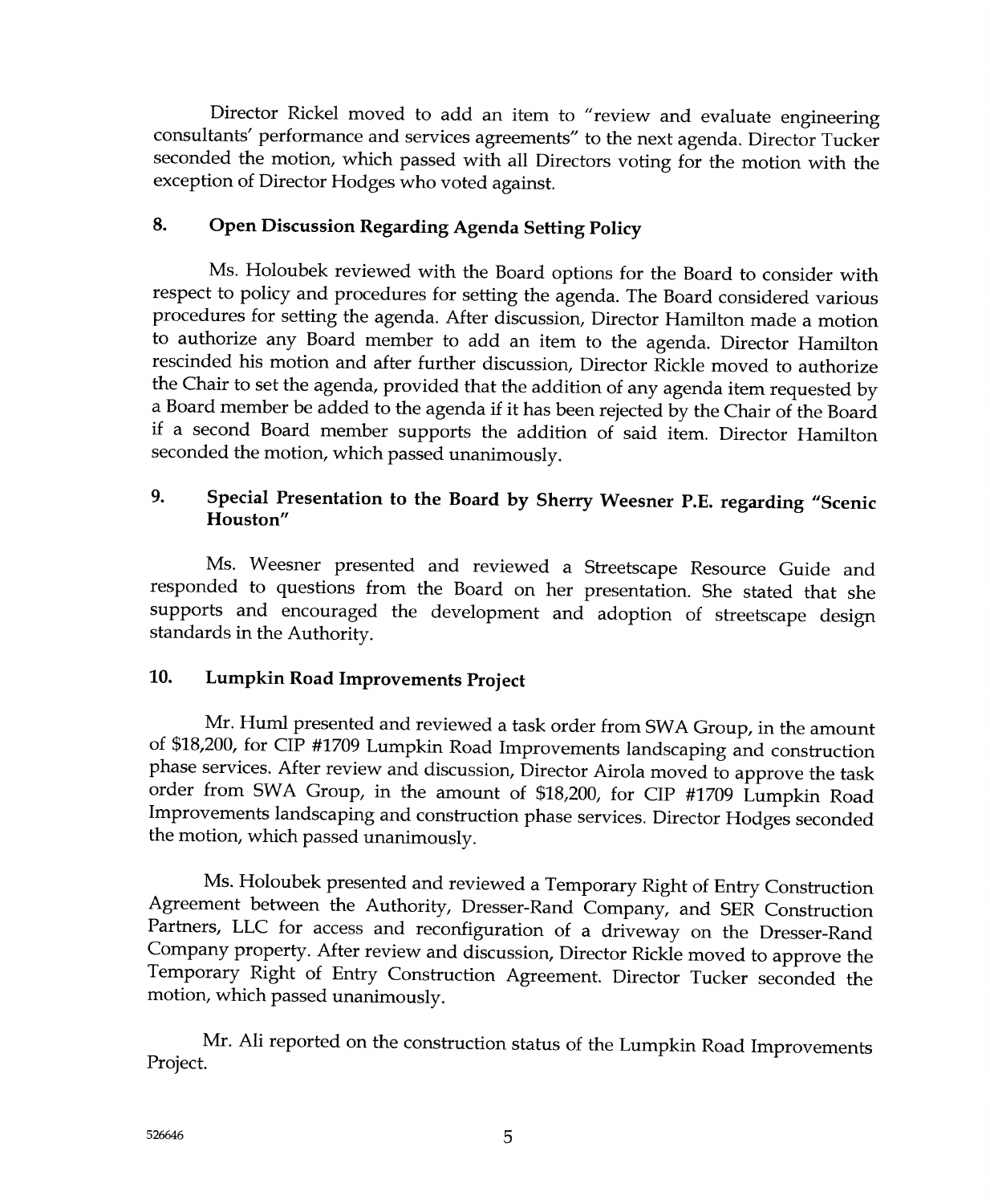Director Rickel moved to add an item to "review and evaluate engineering consultants' performance and services agreements" to the next agenda. Director Tucker seconded the motion, which passed with all Directors voting for the motion with the exception of Director Hodges who voted against.

## 8. Open Discussion Regarding Agenda Setting Policy

Ms. Holoubek reviewed with the Board options for the Board to consider with respect to policy and procedures for setting the agenda. The Board considered various procedures for setting the agenda. After discussion, Director Hamilton made a motion to authorize any Board member to add an item to the agenda. Director Hamilton rescinded his motion and after further discussion, Director Rickle moved to authorize the Chair to set the agenda, provided that the addition of any agenda item requested by a Board member be added to the agenda if it has been rejected by the Chair of the Board if a second Board member supports the addition of said item. Director Hamilton seconded the motion, which passed unanimously.

## 9. Special Presentation to the Board by Sherry Weesner P.E. regarding "Scenic Houston"

Ms. Weesner presented and reviewed a Streetscape Resource Guide and responded to questions from the Board on her presentation. She stated that she supports and encouraged the development and adoption of streetscape design standards in the Authority.

## 10. Lumpkin Road Improvements Project

Mr. Huml presented and reviewed a task order from SWA Group, in the amount of $18,200, for CIP #1709 Lumpkin Road Improvements landscaping and construction phase services. After review and discussion, Director Airola moved to approve the task order from SWA Group, in the amount of $18,200, for CIP #1709 Lumpkin Road Improvements landscaping and construction phase services. Director Hodges seconded the motion, which passed unanimously.

Ms. Holoubek presented and reviewed a Temporary Right of Entry Construction Agreement between the Authority, Dresser-Rand Company, and SER Construction Partners, LLC for access and reconfiguration of a driveway on the Dresser-Rand Company property. After review and discussion, Director Rickle moved to approve the Temporary Right of Entry Construction Agreement. Director Tucker seconded the motion, which passed unanimously.

Mr. Ali reported on the construction status of the Lumpkin Road Improvements Project.

526646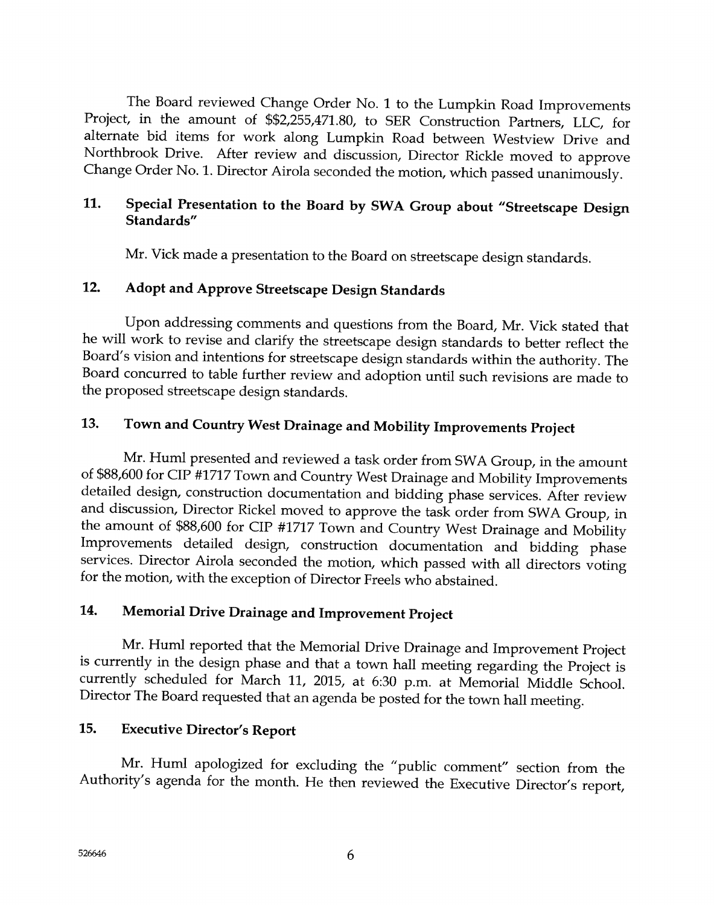The Board reviewed Change Order No. 1 to the Lumpkin Road Improvements Project, in the amount of $$2,255,471.80, to SER Construction Partners, LLC, for alternate bid items for work along Lumpkin Road between Westview Drive and Northbrook Drive. After review and discussion, Director Rickle moved to approve Change Order No. 1. Director Airola seconded the motion, which passed unanimously.

## 11. Special Presentation to the Board by SWA Group about "Streetscape Design Standards"

Mr. Vick made a presentation to the Board on streetscape design standards.

## 12. Adopt and Approve Streetscape Design Standards

Upon addressing comments and questions from the Board, Mr. Vick stated that he will work to revise and clarify the streetscape design standards to better reflect the Board's vision and intentions for streetscape design standards within the authority. The Board concurred to table further review and adoption until such revisions are made to the proposed streetscape design standards.

## 13. Town and Country West Drainage and Mobility Improvements Project

Mr. Huml presented and reviewed a task order from SWA Group, in the amount of $88,600 for CIP #1717 Town and Country West Drainage and Mobility Improvements detailed design, construction documentation and bidding phase services. After review and discussion, Director Rickel moved to approve the task order from SWA Group, in the amount of $88,600 for CIP #1717 Town and Country West Drainage and Mobility Improvements detailed design, construction documentation and bidding phase services. Director Airola seconded the motion, which passed with all directors voting for the motion, with the exception of Director Freels who abstained.

## 14. Memorial Drive Drainage and Improvement Project

Mr. Huml reported that the Memorial Drive Drainage and Improvement Project is currently in the design phase and that a town hall meeting regarding the Project is currently scheduled for March 11, 2015, at 6:30 p.m. at Memorial Middle School. Director The Board requested that an agenda be posted for the town hall meeting.

## 15. Executive Director's Report

Mr. Huml apologized for excluding the "public comment" section from the Authority's agenda for the month. He then reviewed the Executive Director's report,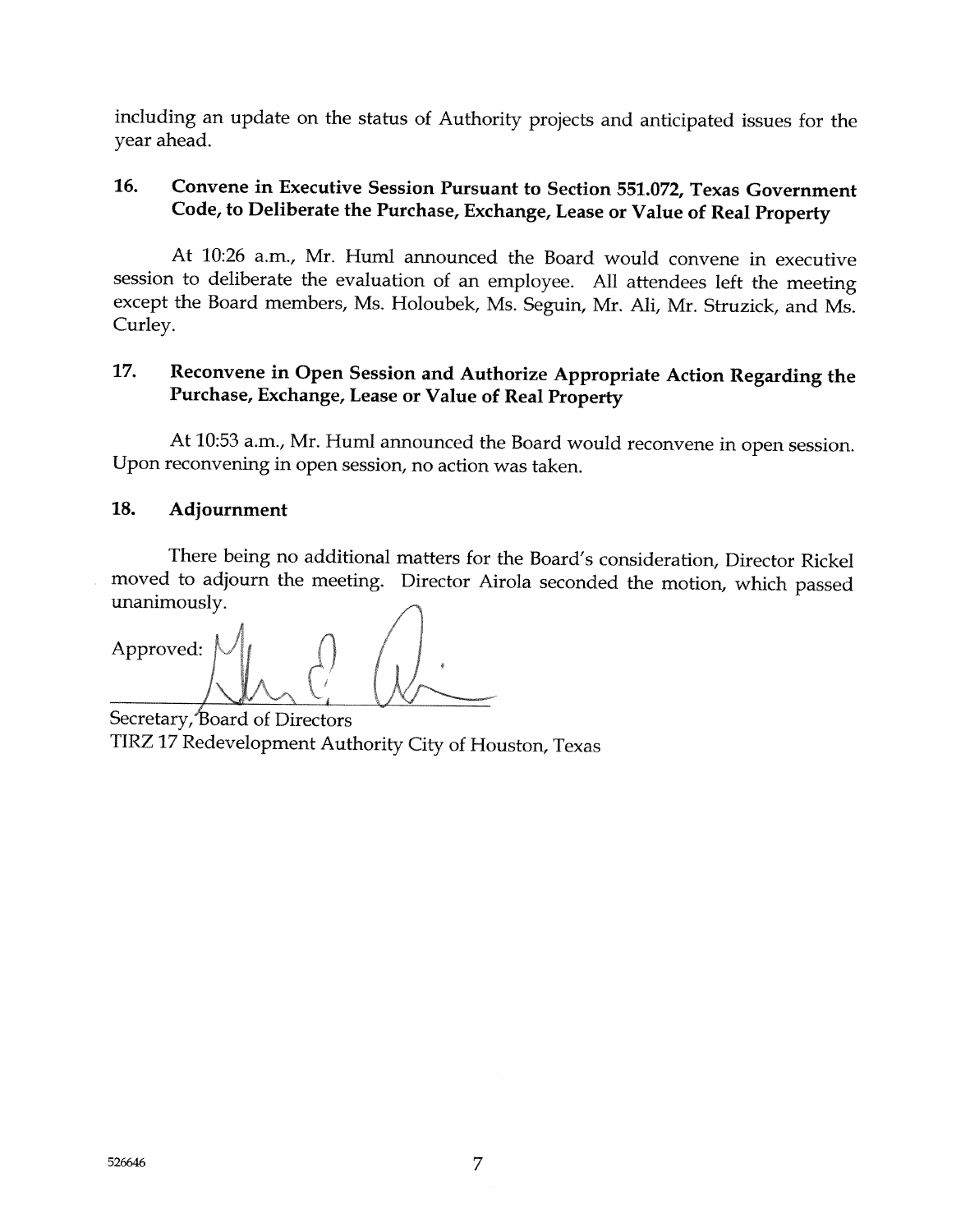including an update on the status of Authority projects and anticipated issues for the year ahead.

## 16. Convene in Executive Session Pursuant to Section 551.072, Texas Government Code, to Deliberate the Purchase, Exchange, Lease or Value of Real Property

At 10:26 a.m., Mr. Huml announced the Board would convene in executive session to deliberate the evaluation of an employee. All attendees left the meeting except the Board members, Ms. Holoubek, Ms. Seguin, Mr. Ali, Mr. Struzick, and Ms. Curley.

## 17. Reconvene in Open Session and Authorize Appropriate Action Regarding the Purchase, Exchange, Lease or Value of Real Property

At 10:53 a.m., Mr. Huml announced the Board would reconvene in open session. Upon reconvening in open session, no action was taken.

## 18. Adjournment

There being no additional matters for the Board's consideration, Director Rickel moved to adjourn the meeting. Director Airola seconded the motion, which passed unanimously.

Approved: ______________________________

Secretary, Board of Directors
TIRZ 17 Redevelopment Authority City of Houston, Texas

526646